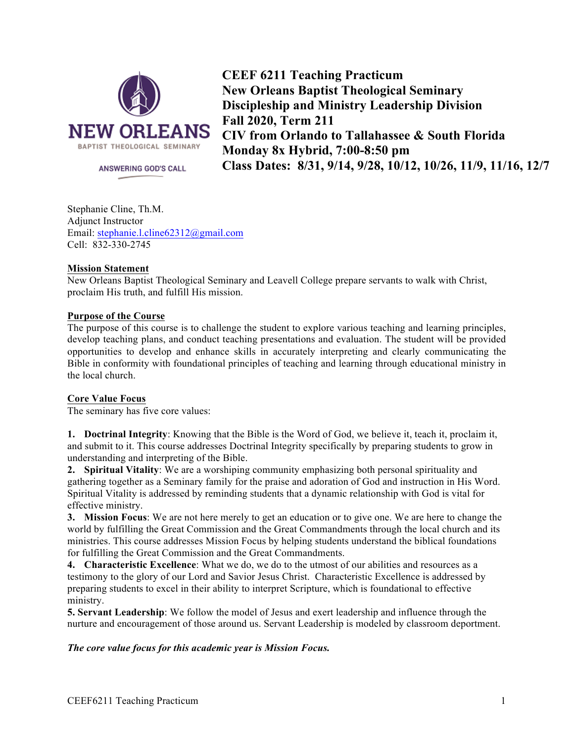**CEEF 6211 Teaching Practicum**
**New Orleans Baptist Theological Seminary**
**Discipleship and Ministry Leadership Division**
**Fall 2020, Term 211**
**CIV from Orlando to Tallahassee & South Florida**
**Monday 8x Hybrid, 7:00-8:50 pm**
**Class Dates: 8/31, 9/14, 9/28, 10/12, 10/26, 11/9, 11/16, 12/7**

Stephanie Cline, Th.M.
Adjunct Instructor
Email: stephanie.l.cline62312@gmail.com
Cell: 832-330-2745

## Mission Statement

New Orleans Baptist Theological Seminary and Leavell College prepare servants to walk with Christ, proclaim His truth, and fulfill His mission.

## Purpose of the Course

The purpose of this course is to challenge the student to explore various teaching and learning principles, develop teaching plans, and conduct teaching presentations and evaluation. The student will be provided opportunities to develop and enhance skills in accurately interpreting and clearly communicating the Bible in conformity with foundational principles of teaching and learning through educational ministry in the local church.

## Core Value Focus

The seminary has five core values:

1. **Doctrinal Integrity**: Knowing that the Bible is the Word of God, we believe it, teach it, proclaim it, and submit to it. This course addresses Doctrinal Integrity specifically by preparing students to grow in understanding and interpreting of the Bible.
2. **Spiritual Vitality**: We are a worshiping community emphasizing both personal spirituality and gathering together as a Seminary family for the praise and adoration of God and instruction in His Word. Spiritual Vitality is addressed by reminding students that a dynamic relationship with God is vital for effective ministry.
3. **Mission Focus**: We are not here merely to get an education or to give one. We are here to change the world by fulfilling the Great Commission and the Great Commandments through the local church and its ministries. This course addresses Mission Focus by helping students understand the biblical foundations for fulfilling the Great Commission and the Great Commandments.
4. **Characteristic Excellence**: What we do, we do to the utmost of our abilities and resources as a testimony to the glory of our Lord and Savior Jesus Christ. Characteristic Excellence is addressed by preparing students to excel in their ability to interpret Scripture, which is foundational to effective ministry.
5. **Servant Leadership**: We follow the model of Jesus and exert leadership and influence through the nurture and encouragement of those around us. Servant Leadership is modeled by classroom deportment.

***The core value focus for this academic year is Mission Focus.***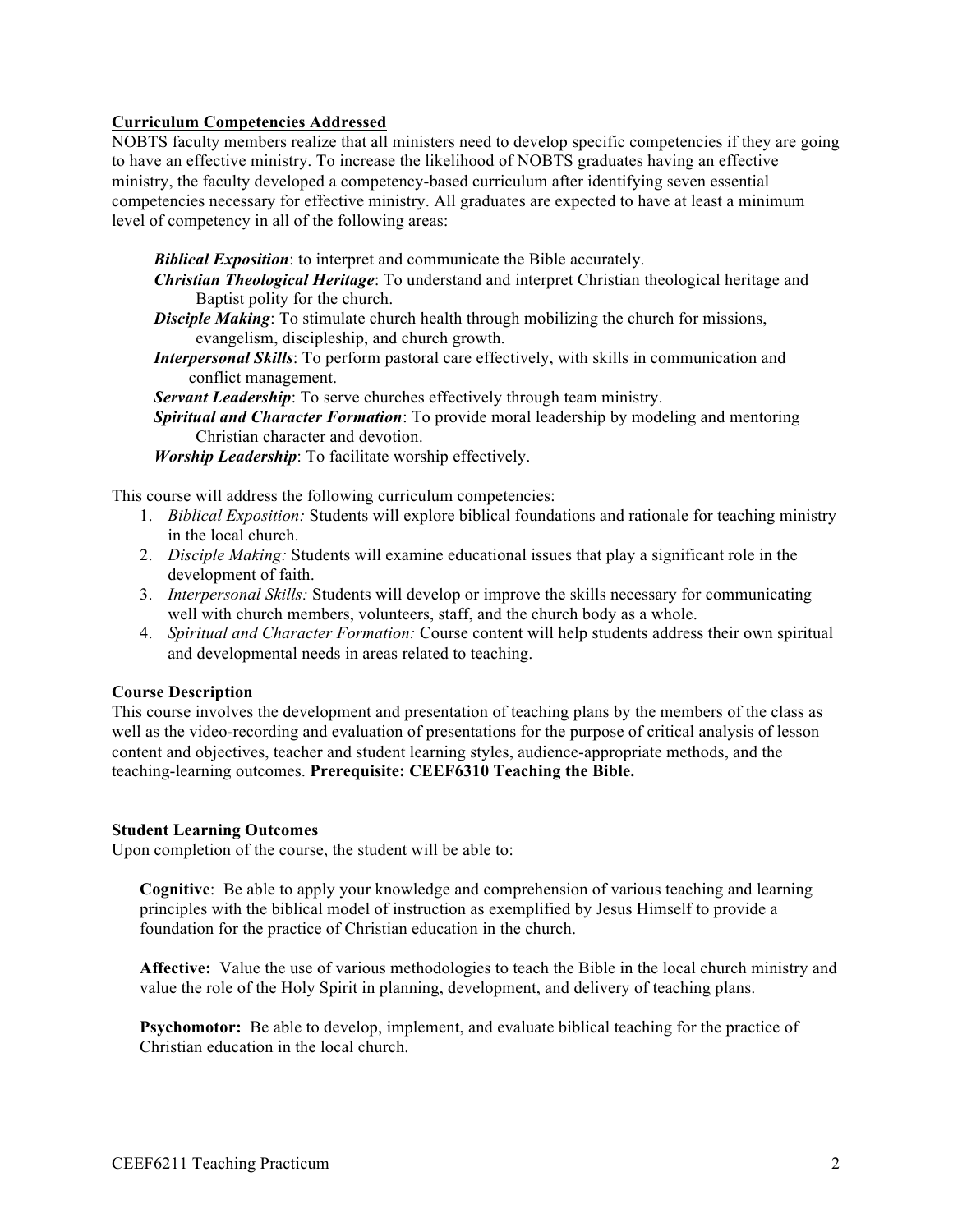## Curriculum Competencies Addressed

NOBTS faculty members realize that all ministers need to develop specific competencies if they are going to have an effective ministry. To increase the likelihood of NOBTS graduates having an effective ministry, the faculty developed a competency-based curriculum after identifying seven essential competencies necessary for effective ministry. All graduates are expected to have at least a minimum level of competency in all of the following areas:

***Biblical Exposition***: to interpret and communicate the Bible accurately.
***Christian Theological Heritage***: To understand and interpret Christian theological heritage and Baptist polity for the church.
***Disciple Making***: To stimulate church health through mobilizing the church for missions, evangelism, discipleship, and church growth.
***Interpersonal Skills***: To perform pastoral care effectively, with skills in communication and conflict management.
***Servant Leadership***: To serve churches effectively through team ministry.
***Spiritual and Character Formation***: To provide moral leadership by modeling and mentoring Christian character and devotion.
***Worship Leadership***: To facilitate worship effectively.

This course will address the following curriculum competencies:

1. *Biblical Exposition:* Students will explore biblical foundations and rationale for teaching ministry in the local church.
2. *Disciple Making:* Students will examine educational issues that play a significant role in the development of faith.
3. *Interpersonal Skills:* Students will develop or improve the skills necessary for communicating well with church members, volunteers, staff, and the church body as a whole.
4. *Spiritual and Character Formation:* Course content will help students address their own spiritual and developmental needs in areas related to teaching.

## Course Description

This course involves the development and presentation of teaching plans by the members of the class as well as the video-recording and evaluation of presentations for the purpose of critical analysis of lesson content and objectives, teacher and student learning styles, audience-appropriate methods, and the teaching-learning outcomes. **Prerequisite: CEEF6310 Teaching the Bible.**

## Student Learning Outcomes

Upon completion of the course, the student will be able to:

**Cognitive**: Be able to apply your knowledge and comprehension of various teaching and learning principles with the biblical model of instruction as exemplified by Jesus Himself to provide a foundation for the practice of Christian education in the church.

**Affective:** Value the use of various methodologies to teach the Bible in the local church ministry and value the role of the Holy Spirit in planning, development, and delivery of teaching plans.

**Psychomotor:** Be able to develop, implement, and evaluate biblical teaching for the practice of Christian education in the local church.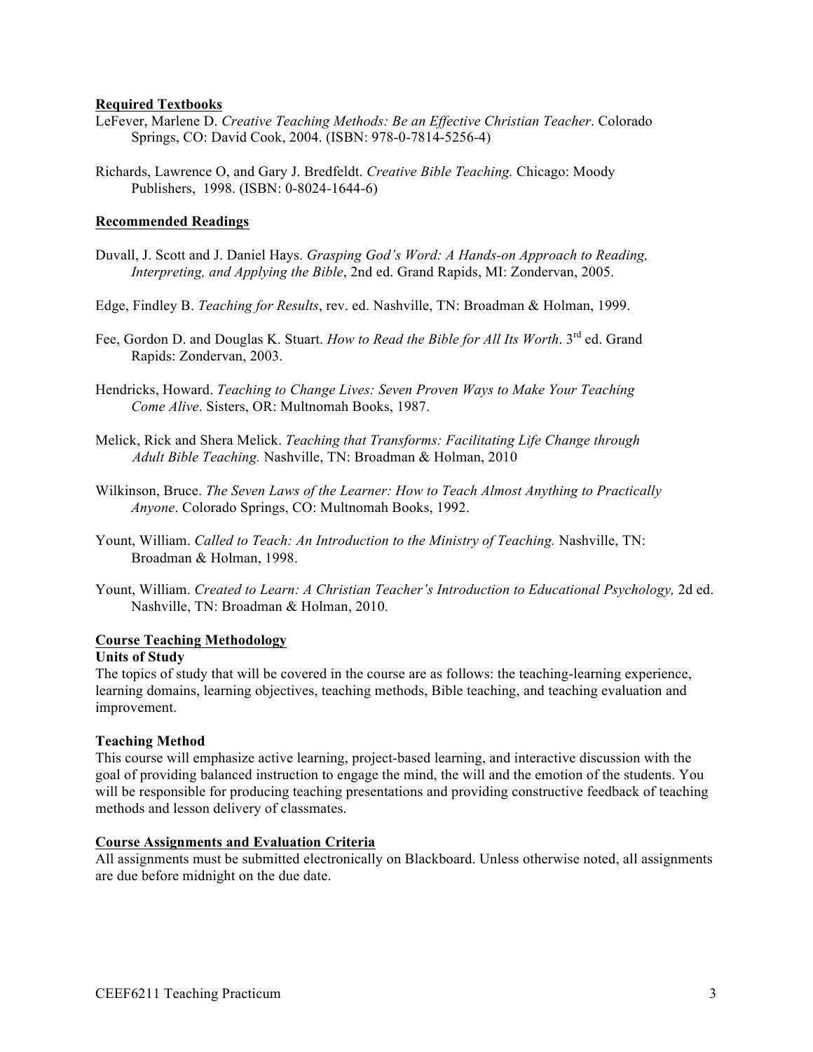**Required Textbooks**

LeFever, Marlene D. *Creative Teaching Methods: Be an Effective Christian Teacher*. Colorado Springs, CO: David Cook, 2004. (ISBN: 978-0-7814-5256-4)

Richards, Lawrence O, and Gary J. Bredfeldt. *Creative Bible Teaching.* Chicago: Moody Publishers, 1998. (ISBN: 0-8024-1644-6)

**Recommended Readings**

Duvall, J. Scott and J. Daniel Hays. *Grasping God's Word: A Hands-on Approach to Reading, Interpreting, and Applying the Bible*, 2nd ed. Grand Rapids, MI: Zondervan, 2005.

Edge, Findley B. *Teaching for Results*, rev. ed. Nashville, TN: Broadman & Holman, 1999.

Fee, Gordon D. and Douglas K. Stuart. *How to Read the Bible for All Its Worth*. 3rd ed. Grand Rapids: Zondervan, 2003.

Hendricks, Howard. *Teaching to Change Lives: Seven Proven Ways to Make Your Teaching Come Alive*. Sisters, OR: Multnomah Books, 1987.

Melick, Rick and Shera Melick. *Teaching that Transforms: Facilitating Life Change through Adult Bible Teaching.* Nashville, TN: Broadman & Holman, 2010

Wilkinson, Bruce. *The Seven Laws of the Learner: How to Teach Almost Anything to Practically Anyone*. Colorado Springs, CO: Multnomah Books, 1992.

Yount, William. *Called to Teach: An Introduction to the Ministry of Teaching.* Nashville, TN: Broadman & Holman, 1998.

Yount, William. *Created to Learn: A Christian Teacher's Introduction to Educational Psychology,* 2d ed. Nashville, TN: Broadman & Holman, 2010.

**Course Teaching Methodology**

**Units of Study**

The topics of study that will be covered in the course are as follows: the teaching-learning experience, learning domains, learning objectives, teaching methods, Bible teaching, and teaching evaluation and improvement.

**Teaching Method**

This course will emphasize active learning, project-based learning, and interactive discussion with the goal of providing balanced instruction to engage the mind, the will and the emotion of the students. You will be responsible for producing teaching presentations and providing constructive feedback of teaching methods and lesson delivery of classmates.

**Course Assignments and Evaluation Criteria**

All assignments must be submitted electronically on Blackboard. Unless otherwise noted, all assignments are due before midnight on the due date.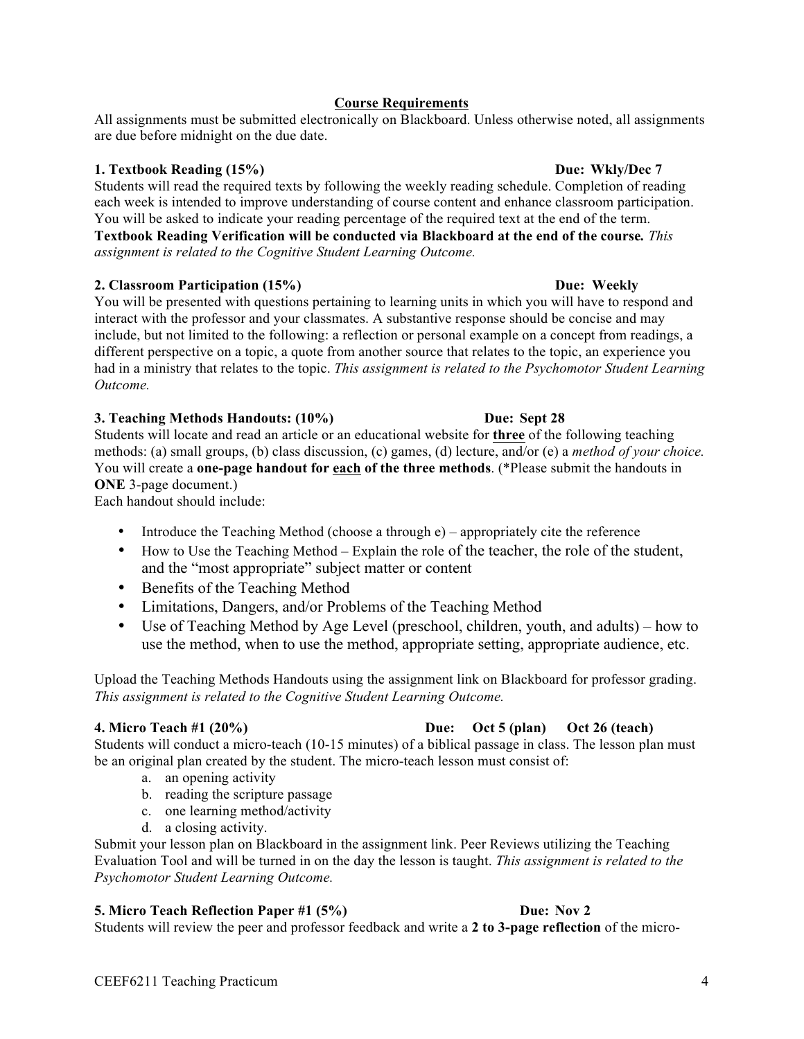## Course Requirements

All assignments must be submitted electronically on Blackboard. Unless otherwise noted, all assignments are due before midnight on the due date.

**1. Textbook Reading (15%)** **Due: Wkly/Dec 7**

Students will read the required texts by following the weekly reading schedule. Completion of reading each week is intended to improve understanding of course content and enhance classroom participation. You will be asked to indicate your reading percentage of the required text at the end of the term. **Textbook Reading Verification will be conducted via Blackboard at the end of the course.** *This assignment is related to the Cognitive Student Learning Outcome.*

**2. Classroom Participation (15%)** **Due: Weekly**

You will be presented with questions pertaining to learning units in which you will have to respond and interact with the professor and your classmates. A substantive response should be concise and may include, but not limited to the following: a reflection or personal example on a concept from readings, a different perspective on a topic, a quote from another source that relates to the topic, an experience you had in a ministry that relates to the topic. *This assignment is related to the Psychomotor Student Learning Outcome.*

**3. Teaching Methods Handouts: (10%)** **Due: Sept 28**

Students will locate and read an article or an educational website for **three** of the following teaching methods: (a) small groups, (b) class discussion, (c) games, (d) lecture, and/or (e) a *method of your choice.* You will create a **one-page handout for each of the three methods**. (*Please submit the handouts in **ONE** 3-page document.)

Each handout should include:

- Introduce the Teaching Method (choose a through e) – appropriately cite the reference
- How to Use the Teaching Method – Explain the role of the teacher, the role of the student, and the "most appropriate" subject matter or content
- Benefits of the Teaching Method
- Limitations, Dangers, and/or Problems of the Teaching Method
- Use of Teaching Method by Age Level (preschool, children, youth, and adults) – how to use the method, when to use the method, appropriate setting, appropriate audience, etc.

Upload the Teaching Methods Handouts using the assignment link on Blackboard for professor grading. *This assignment is related to the Cognitive Student Learning Outcome.*

**4. Micro Teach #1 (20%)** **Due: Oct 5 (plan) Oct 26 (teach)**

Students will conduct a micro-teach (10-15 minutes) of a biblical passage in class. The lesson plan must be an original plan created by the student. The micro-teach lesson must consist of:

a. an opening activity
b. reading the scripture passage
c. one learning method/activity
d. a closing activity.

Submit your lesson plan on Blackboard in the assignment link. Peer Reviews utilizing the Teaching Evaluation Tool and will be turned in on the day the lesson is taught. *This assignment is related to the Psychomotor Student Learning Outcome.*

**5. Micro Teach Reflection Paper #1 (5%)** **Due: Nov 2**

Students will review the peer and professor feedback and write a **2 to 3-page reflection** of the micro-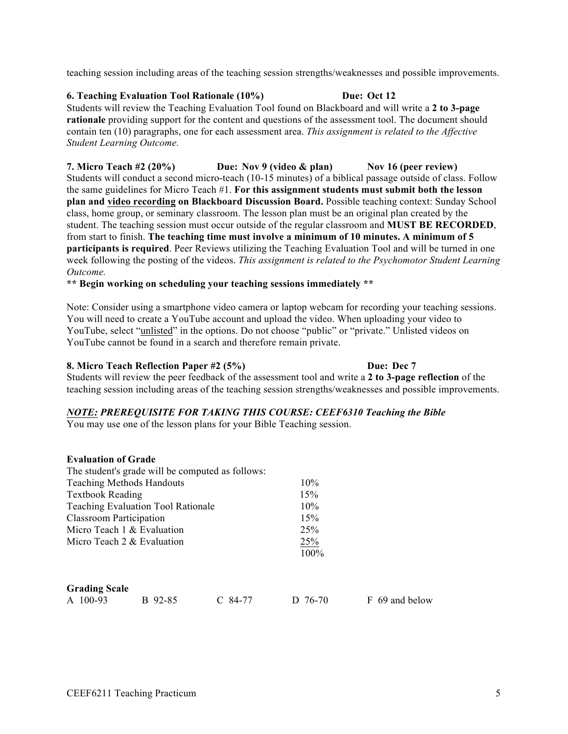teaching session including areas of the teaching session strengths/weaknesses and possible improvements.

**6. Teaching Evaluation Tool Rationale (10%)** **Due: Oct 12**

Students will review the Teaching Evaluation Tool found on Blackboard and will write a **2 to 3-page rationale** providing support for the content and questions of the assessment tool. The document should contain ten (10) paragraphs, one for each assessment area. *This assignment is related to the Affective Student Learning Outcome.*

**7. Micro Teach #2 (20%)** **Due: Nov 9 (video & plan)** **Nov 16 (peer review)**

Students will conduct a second micro-teach (10-15 minutes) of a biblical passage outside of class. Follow the same guidelines for Micro Teach #1. **For this assignment students must submit both the lesson plan and <u>video recording</u> on Blackboard Discussion Board.** Possible teaching context: Sunday School class, home group, or seminary classroom. The lesson plan must be an original plan created by the student. The teaching session must occur outside of the regular classroom and **MUST BE RECORDED**, from start to finish. **The teaching time must involve a minimum of 10 minutes. A minimum of 5 participants is required**. Peer Reviews utilizing the Teaching Evaluation Tool and will be turned in one week following the posting of the videos. *This assignment is related to the Psychomotor Student Learning Outcome.*

**\*\* Begin working on scheduling your teaching sessions immediately \*\***

Note: Consider using a smartphone video camera or laptop webcam for recording your teaching sessions. You will need to create a YouTube account and upload the video. When uploading your video to YouTube, select "<u>unlisted</u>" in the options. Do not choose "public" or "private." Unlisted videos on YouTube cannot be found in a search and therefore remain private.

**8. Micro Teach Reflection Paper #2 (5%)** **Due: Dec 7**

Students will review the peer feedback of the assessment tool and write a **2 to 3-page reflection** of the teaching session including areas of the teaching session strengths/weaknesses and possible improvements.

***<u>NOTE:</u> PREREQUISITE FOR TAKING THIS COURSE: CEEF6310 Teaching the Bible***

You may use one of the lesson plans for your Bible Teaching session.

**Evaluation of Grade**

The student's grade will be computed as follows:

| | |
|---|---|
| Teaching Methods Handouts | 10% |
| Textbook Reading | 15% |
| Teaching Evaluation Tool Rationale | 10% |
| Classroom Participation | 15% |
| Micro Teach 1 & Evaluation | 25% |
| Micro Teach 2 & Evaluation | 25% |
| | 100% |

**Grading Scale**

| A | B | C | D | F |
|---|---|---|---|---|
| 100-93 | 92-85 | 84-77 | 76-70 | 69 and below |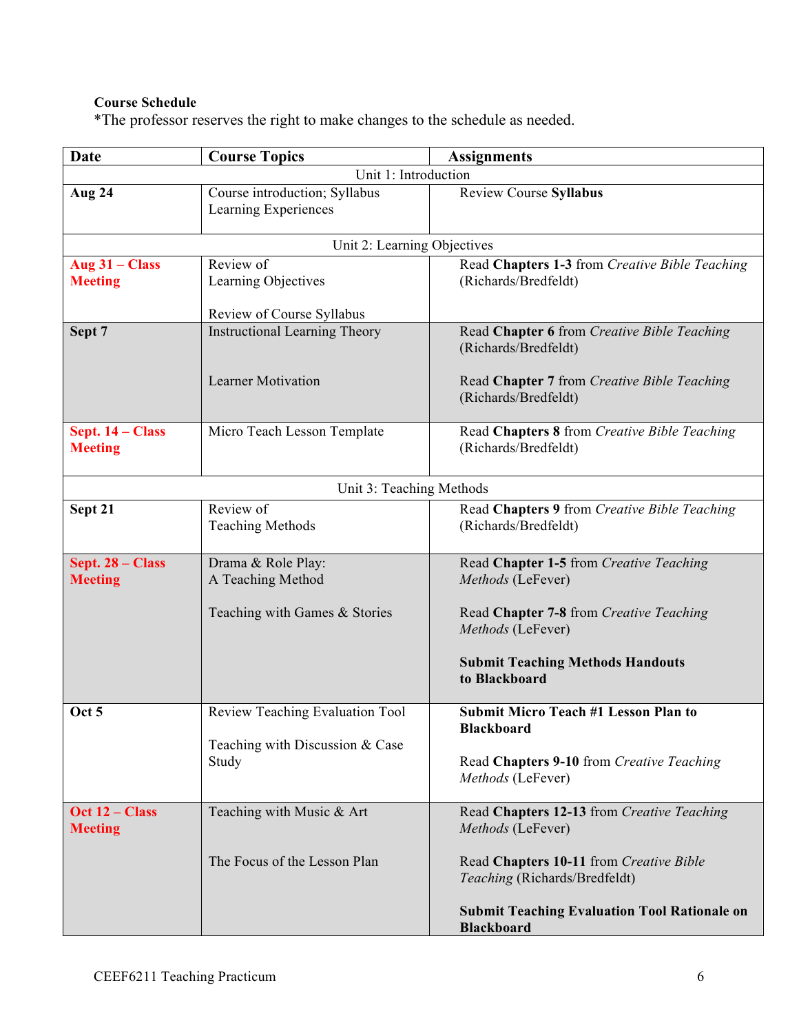**Course Schedule**
*The professor reserves the right to make changes to the schedule as needed.

| Date | Course Topics | Assignments |
|---|---|---|
| | Unit 1: Introduction | |
| **Aug 24** | Course introduction; Syllabus Learning Experiences | Review Course **Syllabus** |
| | Unit 2: Learning Objectives | |
| **Aug 31 – Class Meeting** | Review of Learning Objectives<br><br>Review of Course Syllabus | Read **Chapters 1-3** from *Creative Bible Teaching* (Richards/Bredfeldt) |
| **Sept 7** | Instructional Learning Theory<br><br>Learner Motivation | Read **Chapter 6** from *Creative Bible Teaching* (Richards/Bredfeldt)<br><br>Read **Chapter 7** from *Creative Bible Teaching* (Richards/Bredfeldt) |
| **Sept. 14 – Class Meeting** | Micro Teach Lesson Template | Read **Chapters 8** from *Creative Bible Teaching* (Richards/Bredfeldt) |
| | Unit 3: Teaching Methods | |
| **Sept 21** | Review of Teaching Methods | Read **Chapters 9** from *Creative Bible Teaching* (Richards/Bredfeldt) |
| **Sept. 28 – Class Meeting** | Drama & Role Play: A Teaching Method<br><br>Teaching with Games & Stories | Read **Chapter 1-5** from *Creative Teaching Methods* (LeFever)<br><br>Read **Chapter 7-8** from *Creative Teaching Methods* (LeFever)<br><br>**Submit Teaching Methods Handouts to Blackboard** |
| **Oct 5** | Review Teaching Evaluation Tool<br><br>Teaching with Discussion & Case Study | **Submit Micro Teach #1 Lesson Plan to Blackboard**<br><br>Read **Chapters 9-10** from *Creative Teaching Methods* (LeFever) |
| **Oct 12 – Class Meeting** | Teaching with Music & Art<br><br>The Focus of the Lesson Plan | Read **Chapters 12-13** from *Creative Teaching Methods* (LeFever)<br><br>Read **Chapters 10-11** from *Creative Bible Teaching* (Richards/Bredfeldt)<br><br>**Submit Teaching Evaluation Tool Rationale on Blackboard** |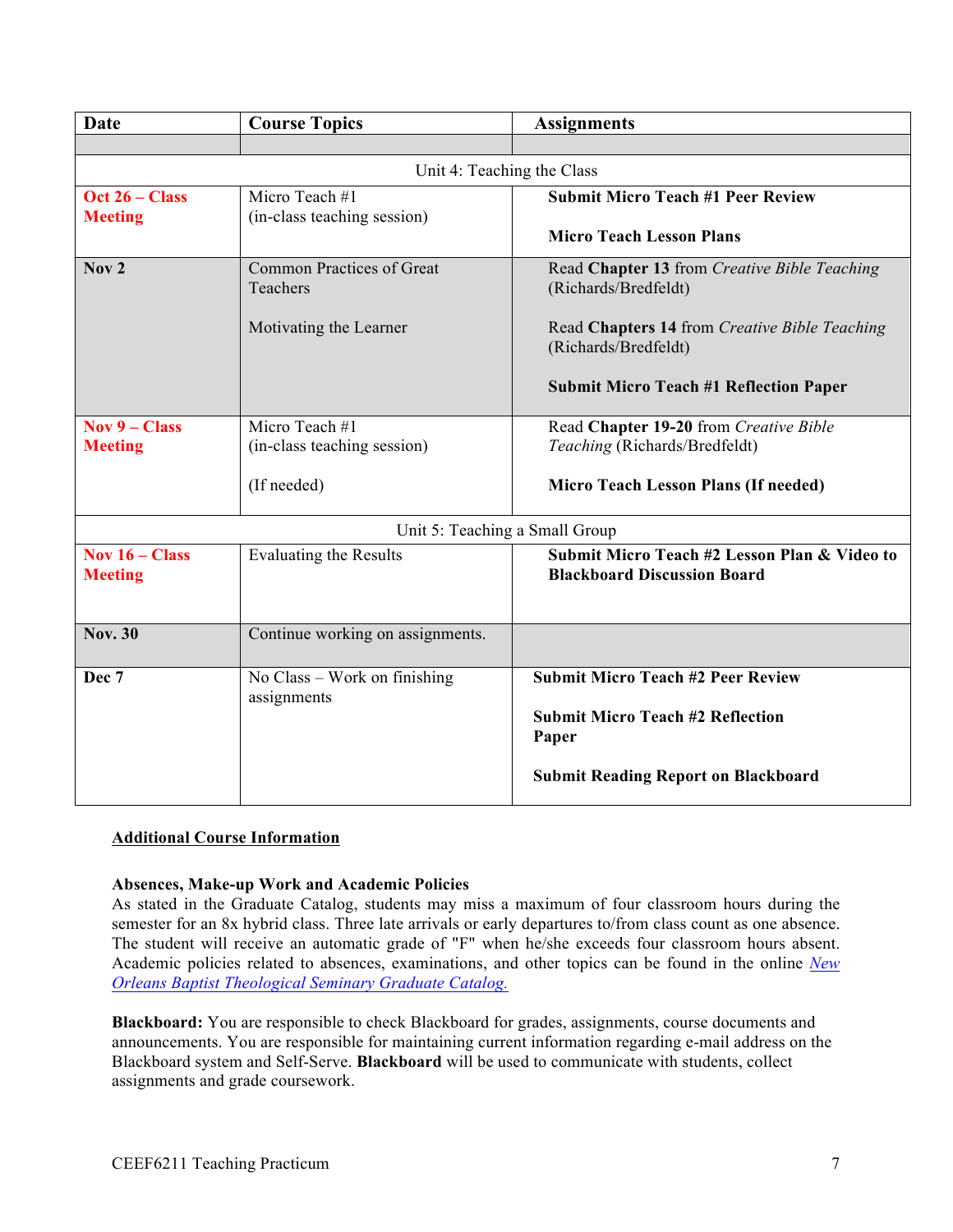| Date | Course Topics | Assignments |
|---|---|---|
| | | |
| | Unit 4: Teaching the Class | |
| **Oct 26 – Class Meeting** | Micro Teach #1 (in-class teaching session) | **Submit Micro Teach #1 Peer Review**<br><br>**Micro Teach Lesson Plans** |
| **Nov 2** | Common Practices of Great Teachers<br><br>Motivating the Learner | Read **Chapter 13** from *Creative Bible Teaching* (Richards/Bredfeldt)<br><br>Read **Chapters 14** from *Creative Bible Teaching* (Richards/Bredfeldt)<br><br>**Submit Micro Teach #1 Reflection Paper** |
| **Nov 9 – Class Meeting** | Micro Teach #1 (in-class teaching session)<br><br>(If needed) | Read **Chapter 19-20** from *Creative Bible Teaching* (Richards/Bredfeldt)<br><br>**Micro Teach Lesson Plans (If needed)** |
| | Unit 5: Teaching a Small Group | |
| **Nov 16 – Class Meeting** | Evaluating the Results | **Submit Micro Teach #2 Lesson Plan & Video to Blackboard Discussion Board** |
| **Nov. 30** | Continue working on assignments. | |
| **Dec 7** | No Class – Work on finishing assignments | **Submit Micro Teach #2 Peer Review**<br><br>**Submit Micro Teach #2 Reflection Paper**<br><br>**Submit Reading Report on Blackboard** |

**Additional Course Information**

**Absences, Make-up Work and Academic Policies**
As stated in the Graduate Catalog, students may miss a maximum of four classroom hours during the semester for an 8x hybrid class. Three late arrivals or early departures to/from class count as one absence. The student will receive an automatic grade of "F" when he/she exceeds four classroom hours absent. Academic policies related to absences, examinations, and other topics can be found in the online New Orleans Baptist Theological Seminary Graduate Catalog.

**Blackboard:** You are responsible to check Blackboard for grades, assignments, course documents and announcements. You are responsible for maintaining current information regarding e-mail address on the Blackboard system and Self-Serve. **Blackboard** will be used to communicate with students, collect assignments and grade coursework.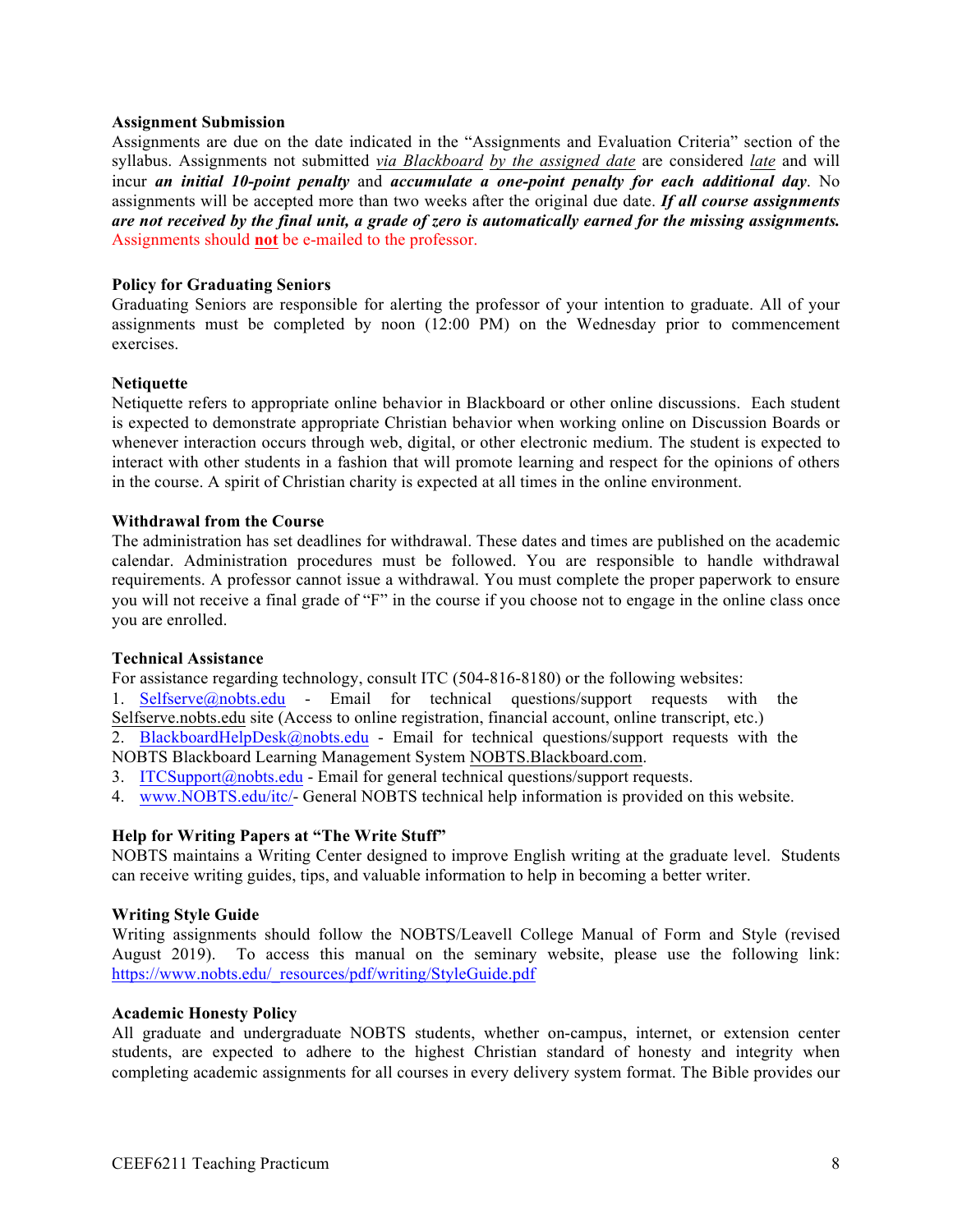**Assignment Submission**

Assignments are due on the date indicated in the "Assignments and Evaluation Criteria" section of the syllabus. Assignments not submitted *via Blackboard by the assigned date* are considered *late* and will incur ***an initial 10-point penalty*** and ***accumulate a one-point penalty for each additional day***. No assignments will be accepted more than two weeks after the original due date. ***If all course assignments are not received by the final unit, a grade of zero is automatically earned for the missing assignments.*** Assignments should **not** be e-mailed to the professor.

**Policy for Graduating Seniors**

Graduating Seniors are responsible for alerting the professor of your intention to graduate. All of your assignments must be completed by noon (12:00 PM) on the Wednesday prior to commencement exercises.

**Netiquette**

Netiquette refers to appropriate online behavior in Blackboard or other online discussions. Each student is expected to demonstrate appropriate Christian behavior when working online on Discussion Boards or whenever interaction occurs through web, digital, or other electronic medium. The student is expected to interact with other students in a fashion that will promote learning and respect for the opinions of others in the course. A spirit of Christian charity is expected at all times in the online environment.

**Withdrawal from the Course**

The administration has set deadlines for withdrawal. These dates and times are published on the academic calendar. Administration procedures must be followed. You are responsible to handle withdrawal requirements. A professor cannot issue a withdrawal. You must complete the proper paperwork to ensure you will not receive a final grade of "F" in the course if you choose not to engage in the online class once you are enrolled.

**Technical Assistance**

For assistance regarding technology, consult ITC (504-816-8180) or the following websites:

1. Selfserve@nobts.edu - Email for technical questions/support requests with the Selfserve.nobts.edu site (Access to online registration, financial account, online transcript, etc.)
2. BlackboardHelpDesk@nobts.edu - Email for technical questions/support requests with the NOBTS Blackboard Learning Management System NOBTS.Blackboard.com.
3. ITCSupport@nobts.edu - Email for general technical questions/support requests.
4. www.NOBTS.edu/itc/- General NOBTS technical help information is provided on this website.

**Help for Writing Papers at "The Write Stuff"**

NOBTS maintains a Writing Center designed to improve English writing at the graduate level. Students can receive writing guides, tips, and valuable information to help in becoming a better writer.

**Writing Style Guide**

Writing assignments should follow the NOBTS/Leavell College Manual of Form and Style (revised August 2019). To access this manual on the seminary website, please use the following link: https://www.nobts.edu/_resources/pdf/writing/StyleGuide.pdf

**Academic Honesty Policy**

All graduate and undergraduate NOBTS students, whether on-campus, internet, or extension center students, are expected to adhere to the highest Christian standard of honesty and integrity when completing academic assignments for all courses in every delivery system format. The Bible provides our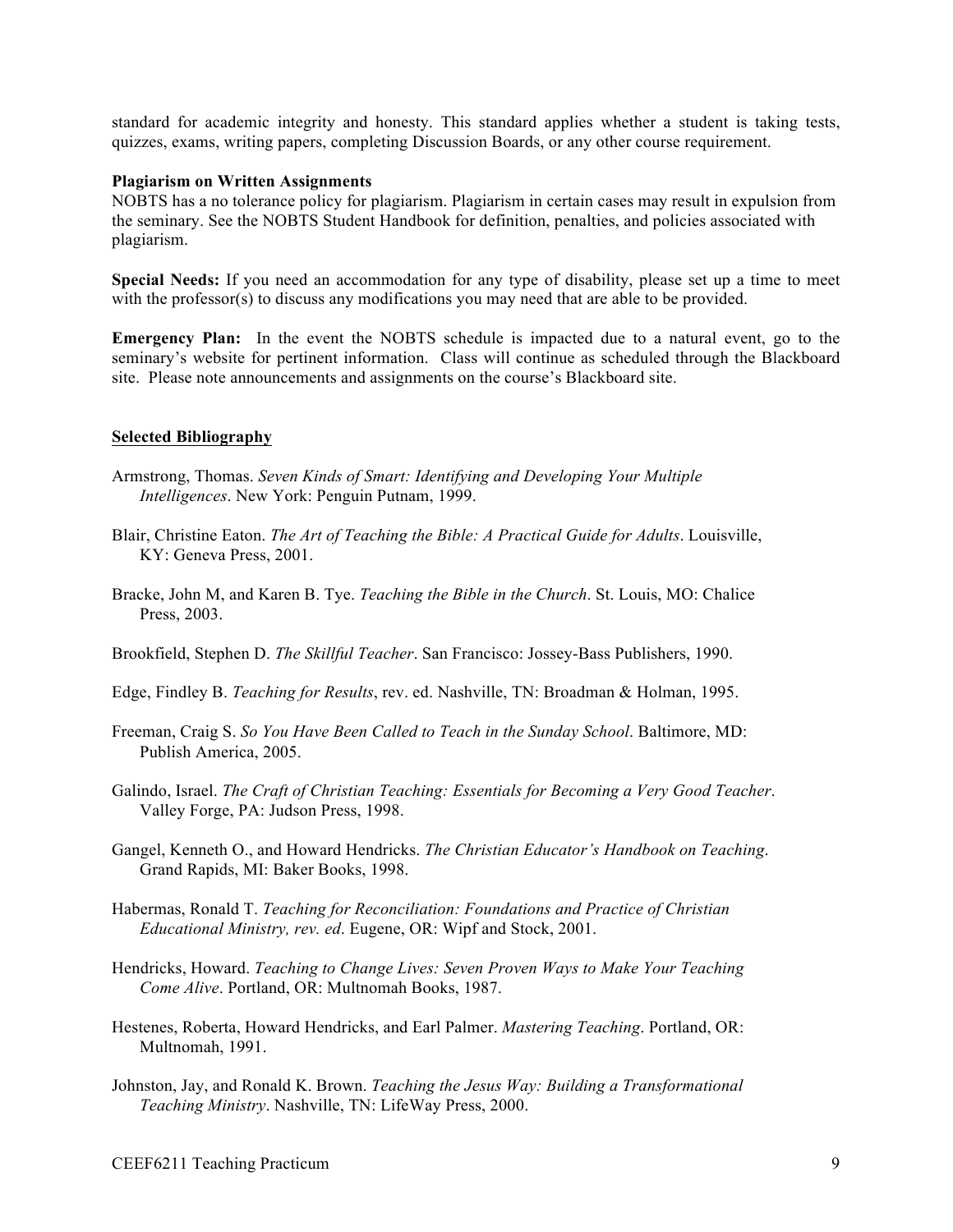standard for academic integrity and honesty. This standard applies whether a student is taking tests, quizzes, exams, writing papers, completing Discussion Boards, or any other course requirement.

**Plagiarism on Written Assignments**
NOBTS has a no tolerance policy for plagiarism. Plagiarism in certain cases may result in expulsion from the seminary. See the NOBTS Student Handbook for definition, penalties, and policies associated with plagiarism.

**Special Needs:** If you need an accommodation for any type of disability, please set up a time to meet with the professor(s) to discuss any modifications you may need that are able to be provided.

**Emergency Plan:** In the event the NOBTS schedule is impacted due to a natural event, go to the seminary's website for pertinent information. Class will continue as scheduled through the Blackboard site. Please note announcements and assignments on the course's Blackboard site.

## Selected Bibliography

Armstrong, Thomas. *Seven Kinds of Smart: Identifying and Developing Your Multiple Intelligences*. New York: Penguin Putnam, 1999.

Blair, Christine Eaton. *The Art of Teaching the Bible: A Practical Guide for Adults*. Louisville, KY: Geneva Press, 2001.

Bracke, John M, and Karen B. Tye. *Teaching the Bible in the Church*. St. Louis, MO: Chalice Press, 2003.

Brookfield, Stephen D. *The Skillful Teacher*. San Francisco: Jossey-Bass Publishers, 1990.

Edge, Findley B. *Teaching for Results*, rev. ed. Nashville, TN: Broadman & Holman, 1995.

Freeman, Craig S. *So You Have Been Called to Teach in the Sunday School*. Baltimore, MD: Publish America, 2005.

Galindo, Israel. *The Craft of Christian Teaching: Essentials for Becoming a Very Good Teacher*. Valley Forge, PA: Judson Press, 1998.

Gangel, Kenneth O., and Howard Hendricks. *The Christian Educator's Handbook on Teaching*. Grand Rapids, MI: Baker Books, 1998.

Habermas, Ronald T. *Teaching for Reconciliation: Foundations and Practice of Christian Educational Ministry, rev. ed*. Eugene, OR: Wipf and Stock, 2001.

Hendricks, Howard. *Teaching to Change Lives: Seven Proven Ways to Make Your Teaching Come Alive*. Portland, OR: Multnomah Books, 1987.

Hestenes, Roberta, Howard Hendricks, and Earl Palmer. *Mastering Teaching*. Portland, OR: Multnomah, 1991.

Johnston, Jay, and Ronald K. Brown. *Teaching the Jesus Way: Building a Transformational Teaching Ministry*. Nashville, TN: LifeWay Press, 2000.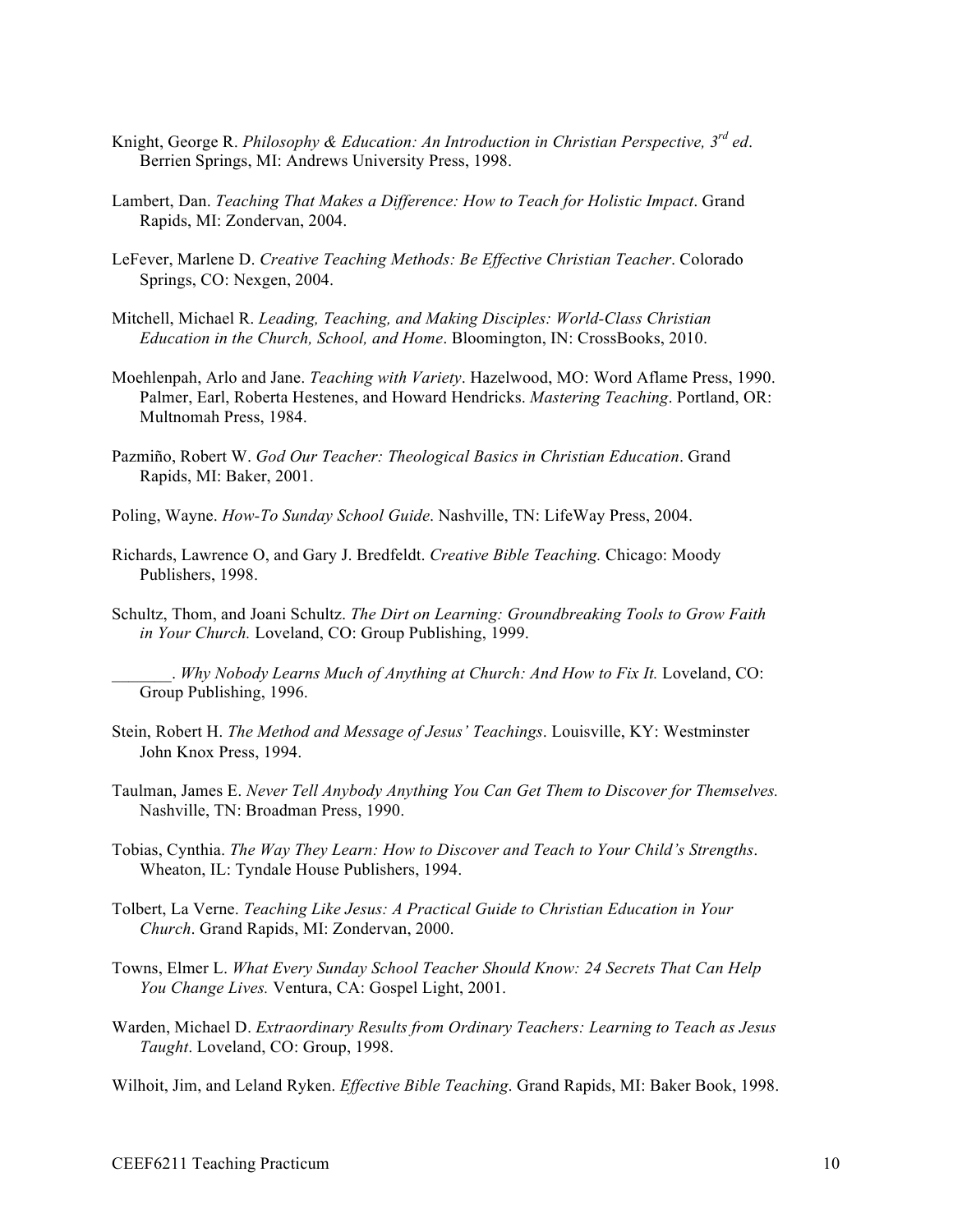Knight, George R. *Philosophy & Education: An Introduction in Christian Perspective, 3rd ed*. Berrien Springs, MI: Andrews University Press, 1998.

Lambert, Dan. *Teaching That Makes a Difference: How to Teach for Holistic Impact*. Grand Rapids, MI: Zondervan, 2004.

LeFever, Marlene D. *Creative Teaching Methods: Be Effective Christian Teacher*. Colorado Springs, CO: Nexgen, 2004.

Mitchell, Michael R. *Leading, Teaching, and Making Disciples: World-Class Christian Education in the Church, School, and Home*. Bloomington, IN: CrossBooks, 2010.

Moehlenpah, Arlo and Jane. *Teaching with Variety*. Hazelwood, MO: Word Aflame Press, 1990. Palmer, Earl, Roberta Hestenes, and Howard Hendricks. *Mastering Teaching*. Portland, OR: Multnomah Press, 1984.

Pazmiño, Robert W. *God Our Teacher: Theological Basics in Christian Education*. Grand Rapids, MI: Baker, 2001.

Poling, Wayne. *How-To Sunday School Guide*. Nashville, TN: LifeWay Press, 2004.

Richards, Lawrence O, and Gary J. Bredfeldt. *Creative Bible Teaching.* Chicago: Moody Publishers, 1998.

Schultz, Thom, and Joani Schultz. *The Dirt on Learning: Groundbreaking Tools to Grow Faith in Your Church.* Loveland, CO: Group Publishing, 1999.

_______. *Why Nobody Learns Much of Anything at Church: And How to Fix It.* Loveland, CO: Group Publishing, 1996.

Stein, Robert H. *The Method and Message of Jesus' Teachings*. Louisville, KY: Westminster John Knox Press, 1994.

Taulman, James E. *Never Tell Anybody Anything You Can Get Them to Discover for Themselves.* Nashville, TN: Broadman Press, 1990.

Tobias, Cynthia. *The Way They Learn: How to Discover and Teach to Your Child's Strengths*. Wheaton, IL: Tyndale House Publishers, 1994.

Tolbert, La Verne. *Teaching Like Jesus: A Practical Guide to Christian Education in Your Church*. Grand Rapids, MI: Zondervan, 2000.

Towns, Elmer L. *What Every Sunday School Teacher Should Know: 24 Secrets That Can Help You Change Lives.* Ventura, CA: Gospel Light, 2001.

Warden, Michael D. *Extraordinary Results from Ordinary Teachers: Learning to Teach as Jesus Taught*. Loveland, CO: Group, 1998.

Wilhoit, Jim, and Leland Ryken. *Effective Bible Teaching*. Grand Rapids, MI: Baker Book, 1998.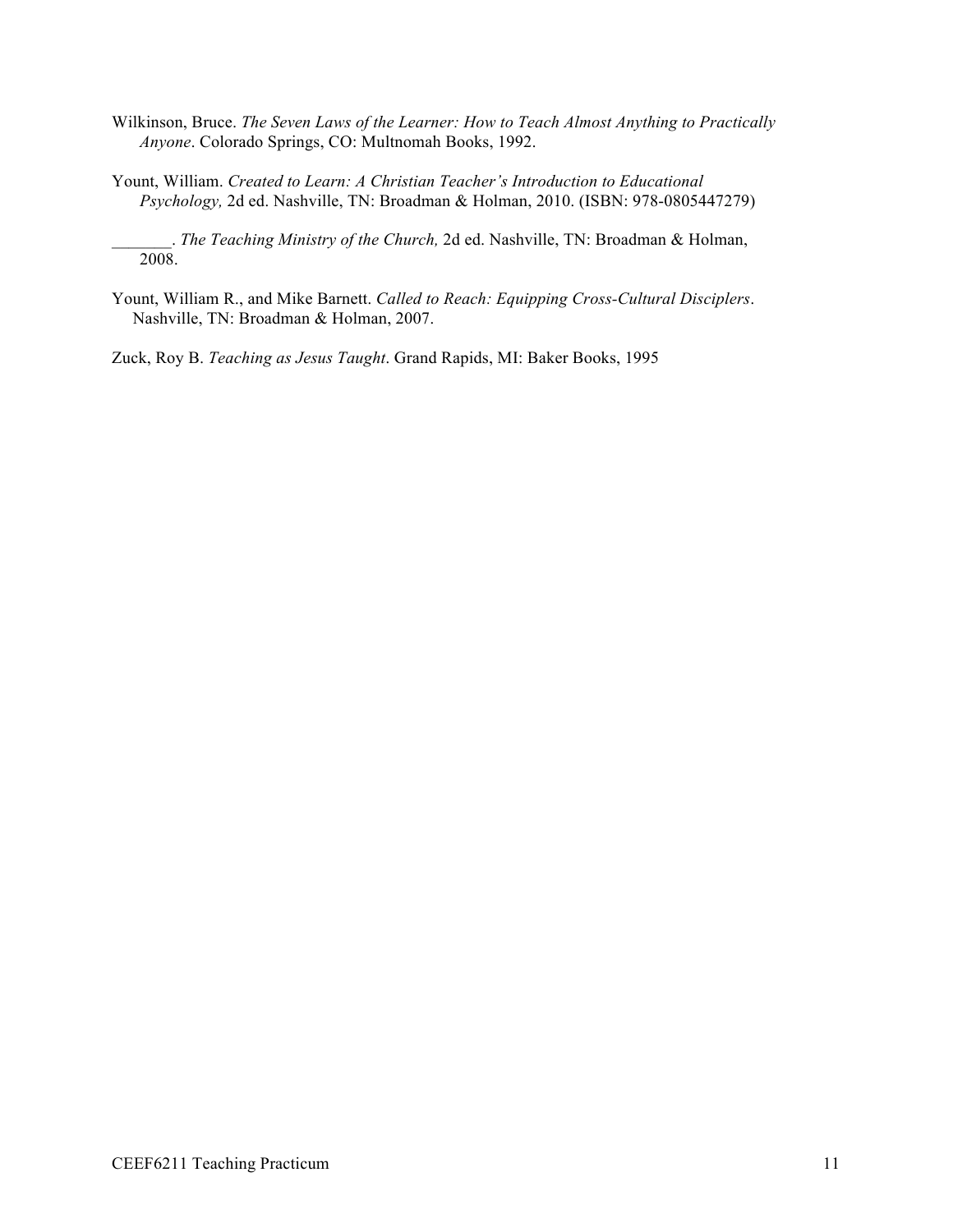Wilkinson, Bruce. *The Seven Laws of the Learner: How to Teach Almost Anything to Practically Anyone*. Colorado Springs, CO: Multnomah Books, 1992.

Yount, William. *Created to Learn: A Christian Teacher's Introduction to Educational Psychology,* 2d ed. Nashville, TN: Broadman & Holman, 2010. (ISBN: 978-0805447279)

_______. *The Teaching Ministry of the Church,* 2d ed. Nashville, TN: Broadman & Holman, 2008.

Yount, William R., and Mike Barnett. *Called to Reach: Equipping Cross-Cultural Disciplers*. Nashville, TN: Broadman & Holman, 2007.

Zuck, Roy B. *Teaching as Jesus Taught*. Grand Rapids, MI: Baker Books, 1995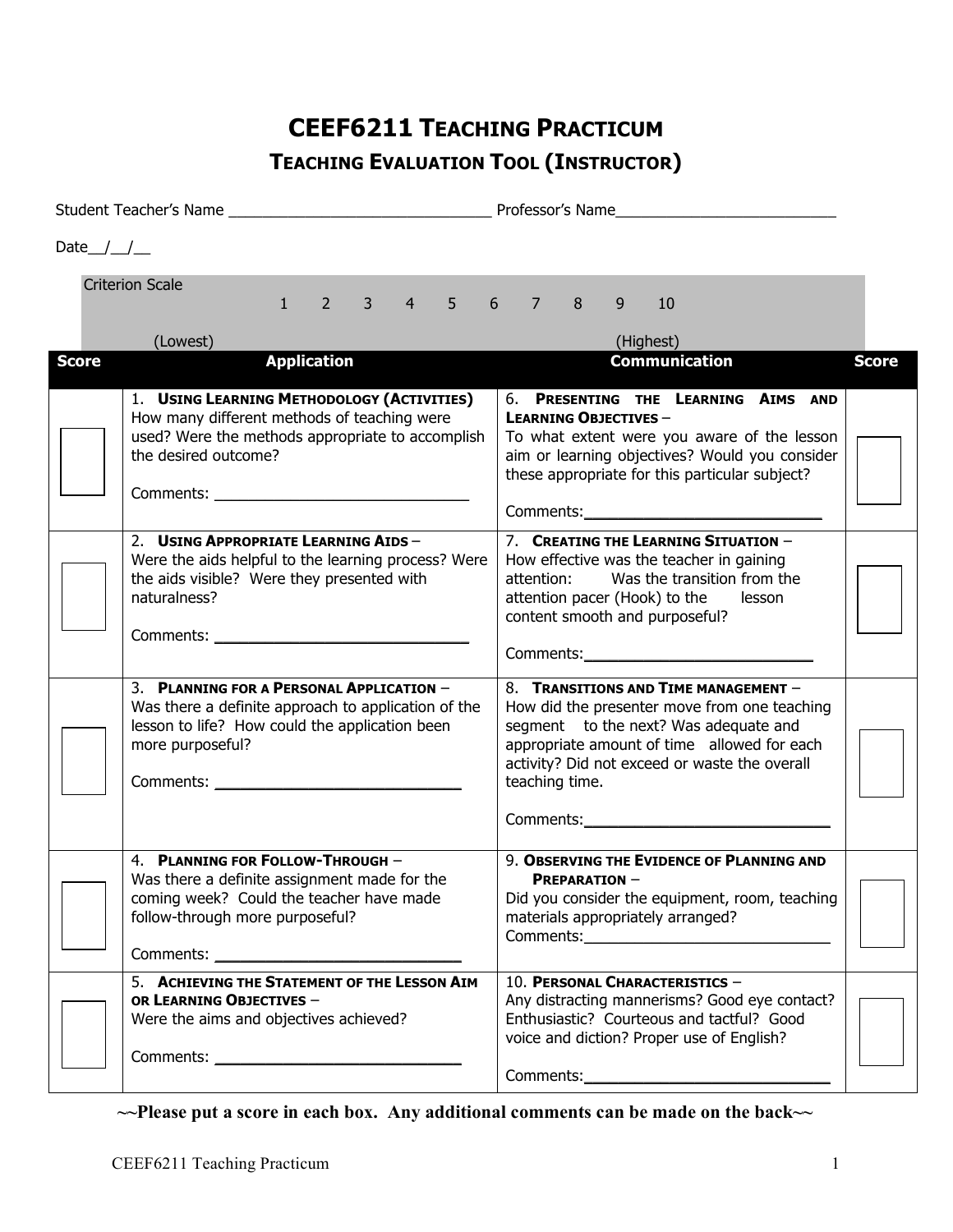# CEEF6211 TEACHING PRACTICUM

## TEACHING EVALUATION TOOL (INSTRUCTOR)

Student Teacher's Name _______________________________ Professor's Name__________________________

Date__/__/__

Criterion Scale

1 2 3 4 5 6 7 8 9 10

(Lowest) (Highest)

| Score | Application | Communication | Score |
|---|---|---|---|
| | 1. **USING LEARNING METHODOLOGY (ACTIVITIES)** How many different methods of teaching were used? Were the methods appropriate to accomplish the desired outcome?<br><br>Comments: ______________________________ | 6. **PRESENTING THE LEARNING AIMS AND LEARNING OBJECTIVES** – To what extent were you aware of the lesson aim or learning objectives? Would you consider these appropriate for this particular subject?<br><br>Comments:____________________________ | |
| | 2. **USING APPROPRIATE LEARNING AIDS** – Were the aids helpful to the learning process? Were the aids visible? Were they presented with naturalness?<br><br>Comments: ______________________________ | 7. **CREATING THE LEARNING SITUATION** – How effective was the teacher in gaining attention: Was the transition from the attention pacer (Hook) to the lesson content smooth and purposeful?<br><br>Comments:___________________________ | |
| | 3. **PLANNING FOR A PERSONAL APPLICATION** – Was there a definite approach to application of the lesson to life? How could the application been more purposeful?<br><br>Comments: _____________________________ | 8. **TRANSITIONS AND TIME MANAGEMENT** – How did the presenter move from one teaching segment to the next? Was adequate and appropriate amount of time allowed for each activity? Did not exceed or waste the overall teaching time.<br><br>Comments:_____________________________ | |
| | 4. **PLANNING FOR FOLLOW-THROUGH** – Was there a definite assignment made for the coming week? Could the teacher have made follow-through more purposeful?<br><br>Comments: _____________________________ | 9. **OBSERVING THE EVIDENCE OF PLANNING AND PREPARATION** – Did you consider the equipment, room, teaching materials appropriately arranged?<br>Comments:_____________________________ | |
| | 5. **ACHIEVING THE STATEMENT OF THE LESSON AIM OR LEARNING OBJECTIVES** – Were the aims and objectives achieved?<br><br>Comments: _____________________________ | 10. **PERSONAL CHARACTERISTICS** – Any distracting mannerisms? Good eye contact? Enthusiastic? Courteous and tactful? Good voice and diction? Proper use of English?<br><br>Comments:_____________________________ | |

**~~Please put a score in each box. Any additional comments can be made on the back~~**